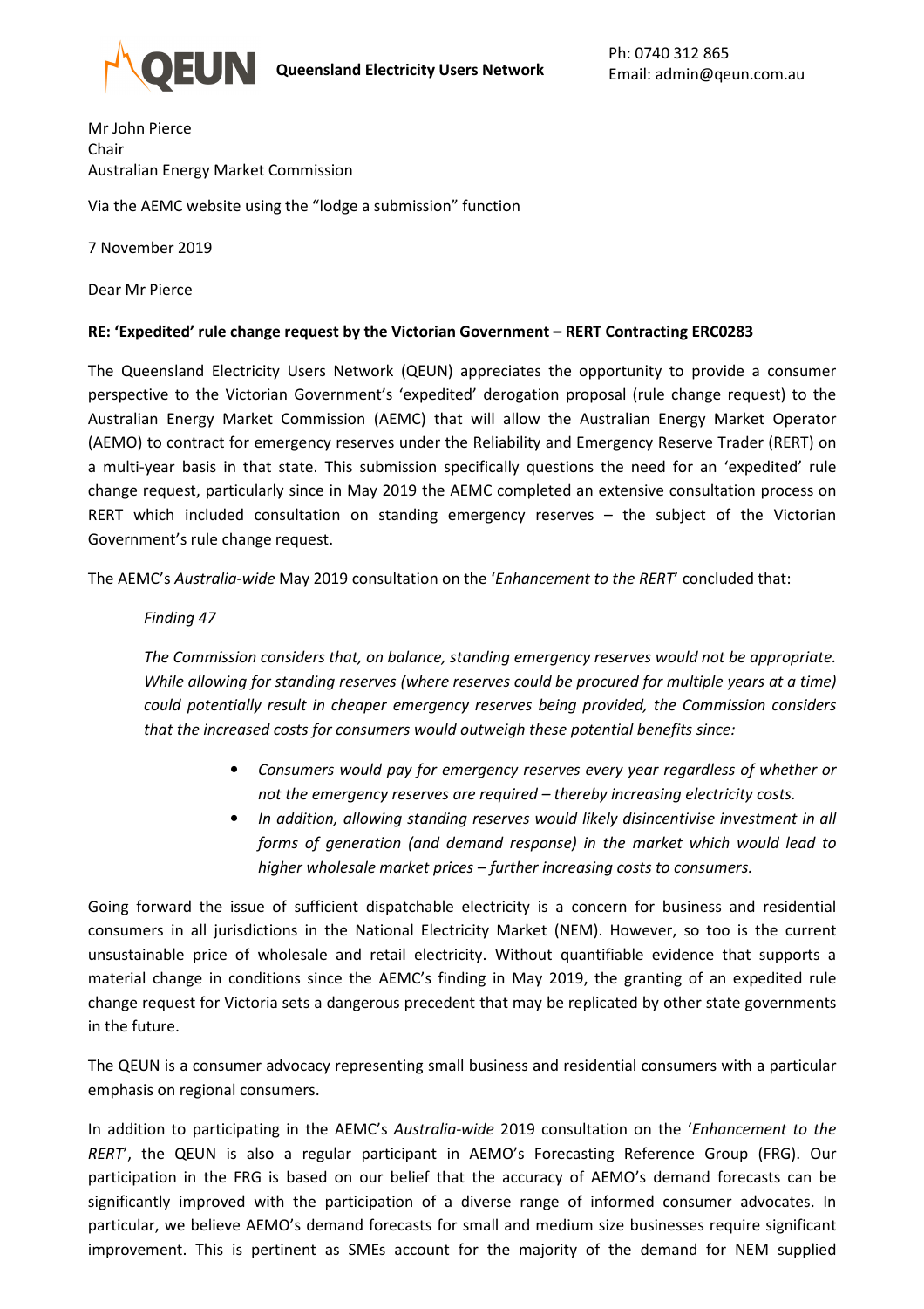**QEUN** **Queensland Electricity Users Network**

Ph: 0740 312 865
Email: admin@qeun.com.au

Mr John Pierce
Chair
Australian Energy Market Commission

Via the AEMC website using the "lodge a submission" function

7 November 2019

Dear Mr Pierce

**RE: 'Expedited' rule change request by the Victorian Government – RERT Contracting ERC0283**

The Queensland Electricity Users Network (QEUN) appreciates the opportunity to provide a consumer perspective to the Victorian Government's 'expedited' derogation proposal (rule change request) to the Australian Energy Market Commission (AEMC) that will allow the Australian Energy Market Operator (AEMO) to contract for emergency reserves under the Reliability and Emergency Reserve Trader (RERT) on a multi-year basis in that state. This submission specifically questions the need for an 'expedited' rule change request, particularly since in May 2019 the AEMC completed an extensive consultation process on RERT which included consultation on standing emergency reserves – the subject of the Victorian Government's rule change request.

The AEMC's *Australia-wide* May 2019 consultation on the '*Enhancement to the RERT*' concluded that:

> *Finding 47*
>
> *The Commission considers that, on balance, standing emergency reserves would not be appropriate. While allowing for standing reserves (where reserves could be procured for multiple years at a time) could potentially result in cheaper emergency reserves being provided, the Commission considers that the increased costs for consumers would outweigh these potential benefits since:*
>
> - *Consumers would pay for emergency reserves every year regardless of whether or not the emergency reserves are required – thereby increasing electricity costs.*
> - *In addition, allowing standing reserves would likely disincentivise investment in all forms of generation (and demand response) in the market which would lead to higher wholesale market prices – further increasing costs to consumers.*

Going forward the issue of sufficient dispatchable electricity is a concern for business and residential consumers in all jurisdictions in the National Electricity Market (NEM). However, so too is the current unsustainable price of wholesale and retail electricity. Without quantifiable evidence that supports a material change in conditions since the AEMC's finding in May 2019, the granting of an expedited rule change request for Victoria sets a dangerous precedent that may be replicated by other state governments in the future.

The QEUN is a consumer advocacy representing small business and residential consumers with a particular emphasis on regional consumers.

In addition to participating in the AEMC's *Australia-wide* 2019 consultation on the '*Enhancement to the RERT*', the QEUN is also a regular participant in AEMO's Forecasting Reference Group (FRG). Our participation in the FRG is based on our belief that the accuracy of AEMO's demand forecasts can be significantly improved with the participation of a diverse range of informed consumer advocates. In particular, we believe AEMO's demand forecasts for small and medium size businesses require significant improvement. This is pertinent as SMEs account for the majority of the demand for NEM supplied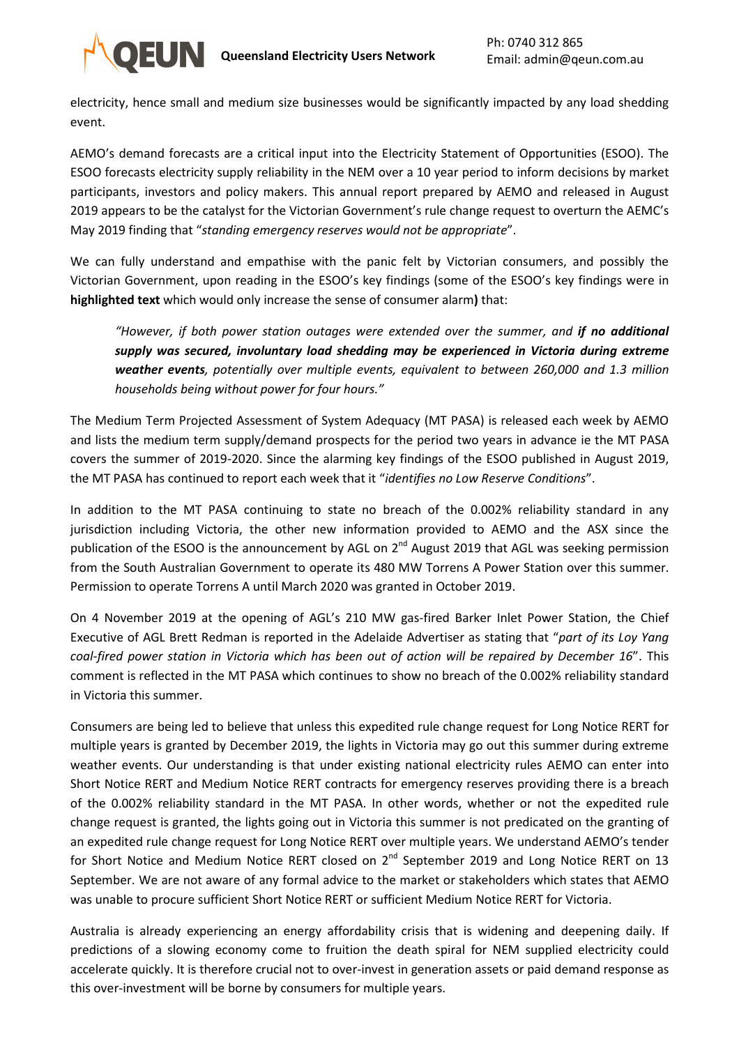electricity, hence small and medium size businesses would be significantly impacted by any load shedding event.

AEMO's demand forecasts are a critical input into the Electricity Statement of Opportunities (ESOO). The ESOO forecasts electricity supply reliability in the NEM over a 10 year period to inform decisions by market participants, investors and policy makers. This annual report prepared by AEMO and released in August 2019 appears to be the catalyst for the Victorian Government's rule change request to overturn the AEMC's May 2019 finding that "*standing emergency reserves would not be appropriate*".

We can fully understand and empathise with the panic felt by Victorian consumers, and possibly the Victorian Government, upon reading in the ESOO's key findings (some of the ESOO's key findings were in **highlighted text** which would only increase the sense of consumer alarm**)** that:

> *"However, if both power station outages were extended over the summer, and **if no additional supply was secured, involuntary load shedding may be experienced in Victoria during extreme weather events**, potentially over multiple events, equivalent to between 260,000 and 1.3 million households being without power for four hours."*

The Medium Term Projected Assessment of System Adequacy (MT PASA) is released each week by AEMO and lists the medium term supply/demand prospects for the period two years in advance ie the MT PASA covers the summer of 2019-2020. Since the alarming key findings of the ESOO published in August 2019, the MT PASA has continued to report each week that it "*identifies no Low Reserve Conditions*".

In addition to the MT PASA continuing to state no breach of the 0.002% reliability standard in any jurisdiction including Victoria, the other new information provided to AEMO and the ASX since the publication of the ESOO is the announcement by AGL on 2nd August 2019 that AGL was seeking permission from the South Australian Government to operate its 480 MW Torrens A Power Station over this summer. Permission to operate Torrens A until March 2020 was granted in October 2019.

On 4 November 2019 at the opening of AGL's 210 MW gas-fired Barker Inlet Power Station, the Chief Executive of AGL Brett Redman is reported in the Adelaide Advertiser as stating that "*part of its Loy Yang coal-fired power station in Victoria which has been out of action will be repaired by December 16*". This comment is reflected in the MT PASA which continues to show no breach of the 0.002% reliability standard in Victoria this summer.

Consumers are being led to believe that unless this expedited rule change request for Long Notice RERT for multiple years is granted by December 2019, the lights in Victoria may go out this summer during extreme weather events. Our understanding is that under existing national electricity rules AEMO can enter into Short Notice RERT and Medium Notice RERT contracts for emergency reserves providing there is a breach of the 0.002% reliability standard in the MT PASA. In other words, whether or not the expedited rule change request is granted, the lights going out in Victoria this summer is not predicated on the granting of an expedited rule change request for Long Notice RERT over multiple years. We understand AEMO's tender for Short Notice and Medium Notice RERT closed on 2nd September 2019 and Long Notice RERT on 13 September. We are not aware of any formal advice to the market or stakeholders which states that AEMO was unable to procure sufficient Short Notice RERT or sufficient Medium Notice RERT for Victoria.

Australia is already experiencing an energy affordability crisis that is widening and deepening daily. If predictions of a slowing economy come to fruition the death spiral for NEM supplied electricity could accelerate quickly. It is therefore crucial not to over-invest in generation assets or paid demand response as this over-investment will be borne by consumers for multiple years.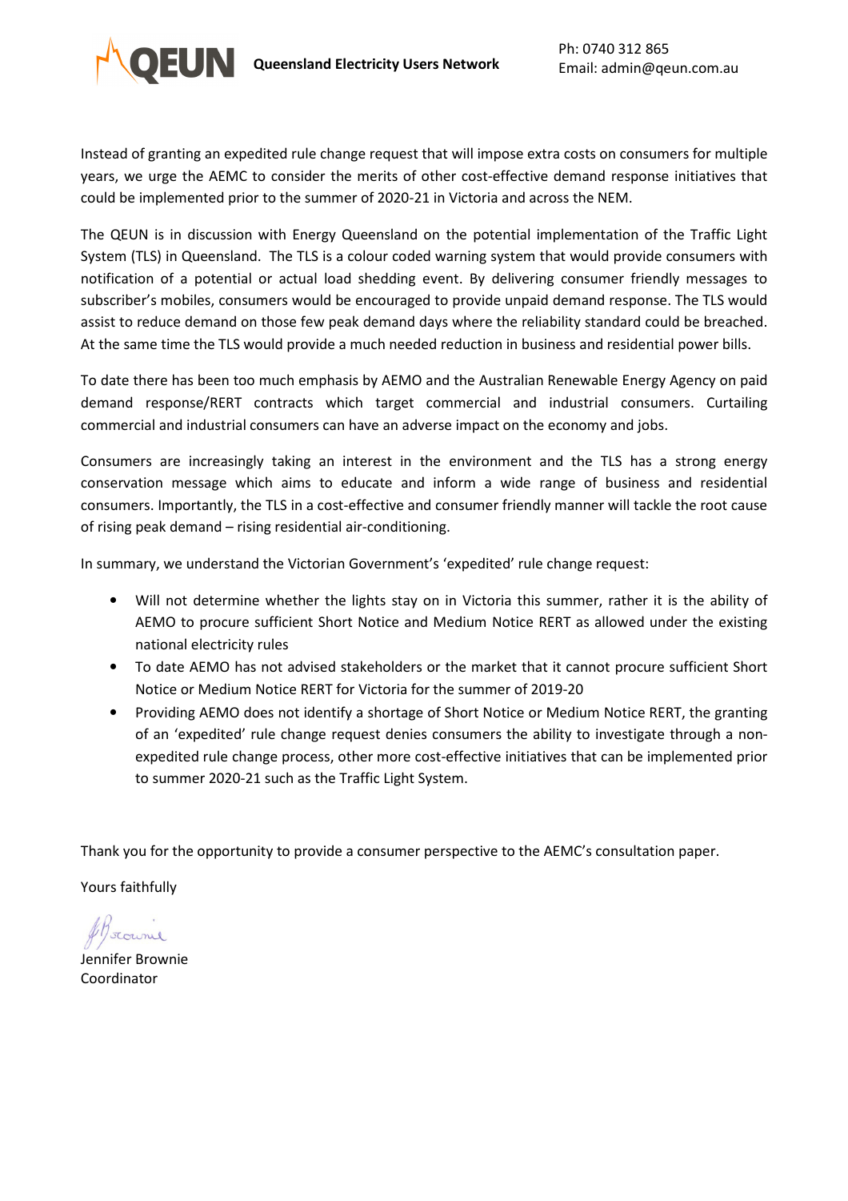Instead of granting an expedited rule change request that will impose extra costs on consumers for multiple years, we urge the AEMC to consider the merits of other cost-effective demand response initiatives that could be implemented prior to the summer of 2020-21 in Victoria and across the NEM.

The QEUN is in discussion with Energy Queensland on the potential implementation of the Traffic Light System (TLS) in Queensland. The TLS is a colour coded warning system that would provide consumers with notification of a potential or actual load shedding event. By delivering consumer friendly messages to subscriber's mobiles, consumers would be encouraged to provide unpaid demand response. The TLS would assist to reduce demand on those few peak demand days where the reliability standard could be breached. At the same time the TLS would provide a much needed reduction in business and residential power bills.

To date there has been too much emphasis by AEMO and the Australian Renewable Energy Agency on paid demand response/RERT contracts which target commercial and industrial consumers. Curtailing commercial and industrial consumers can have an adverse impact on the economy and jobs.

Consumers are increasingly taking an interest in the environment and the TLS has a strong energy conservation message which aims to educate and inform a wide range of business and residential consumers. Importantly, the TLS in a cost-effective and consumer friendly manner will tackle the root cause of rising peak demand – rising residential air-conditioning.

In summary, we understand the Victorian Government's 'expedited' rule change request:

- Will not determine whether the lights stay on in Victoria this summer, rather it is the ability of AEMO to procure sufficient Short Notice and Medium Notice RERT as allowed under the existing national electricity rules
- To date AEMO has not advised stakeholders or the market that it cannot procure sufficient Short Notice or Medium Notice RERT for Victoria for the summer of 2019-20
- Providing AEMO does not identify a shortage of Short Notice or Medium Notice RERT, the granting of an 'expedited' rule change request denies consumers the ability to investigate through a non-expedited rule change process, other more cost-effective initiatives that can be implemented prior to summer 2020-21 such as the Traffic Light System.

Thank you for the opportunity to provide a consumer perspective to the AEMC's consultation paper.

Yours faithfully

Jennifer Brownie
Coordinator